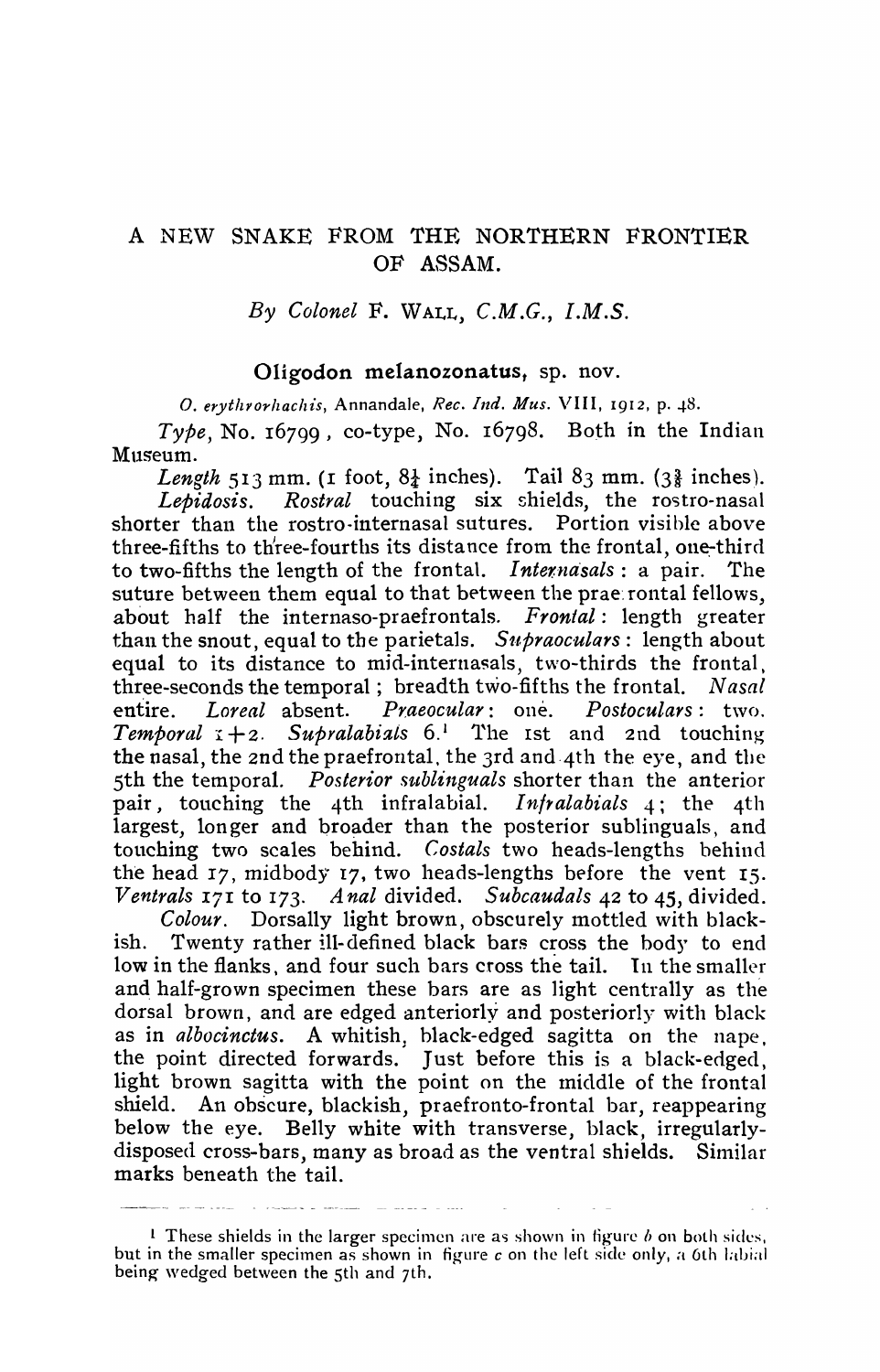# A NEW SNAKE FROM THE NORTHERN FRONTIER OF ASSAM.

*By Colonel* F. WALL, *C.M.G., I.M.S.*

## Oligodon melanozonatus, sp. nov.

*O. erythrorhachis*, Annandale, *Rec. Ind. Mus.* VIII, 1912, p. 48.

*Type*, No. 16799, co-type, No. 16798. Both in the Indian Museum.

*Length* 513 mm. (1 foot, 8¼ inches). Tail 83 mm. (3⅜ inches).

*Lepidosis. Rostral* touching six shields, the rostro-nasal shorter than the rostro-internasal sutures. Portion visible above three-fifths to three-fourths its distance from the frontal, one-third to two-fifths the length of the frontal. *Internasals*: a pair. The suture between them equal to that between the praefrontal fellows, about half the internaso-praefrontals. *Frontal*: length greater than the snout, equal to the parietals. *Supraoculars*: length about equal to its distance to mid-internasals, two-thirds the frontal, three-seconds the temporal; breadth two-fifths the frontal. *Nasal* entire. *Loreal* absent. *Praeocular*: one. *Postoculars*: two. *Temporal* 1+2. *Supralabials* 6.[1] The 1st and 2nd touching the nasal, the 2nd the praefrontal, the 3rd and 4th the eye, and the 5th the temporal. *Posterior sublinguals* shorter than the anterior pair, touching the 4th infralabial. *Infralabials* 4; the 4th largest, longer and broader than the posterior sublinguals, and touching two scales behind. *Costals* two heads-lengths behind the head 17, midbody 17, two heads-lengths before the vent 15. *Ventrals* 171 to 173. *Anal* divided. *Subcaudals* 42 to 45, divided.

*Colour*. Dorsally light brown, obscurely mottled with blackish. Twenty rather ill-defined black bars cross the body to end low in the flanks, and four such bars cross the tail. In the smaller and half-grown specimen these bars are as light centrally as the dorsal brown, and are edged anteriorly and posteriorly with black as in *albocinctus*. A whitish, black-edged sagitta on the nape, the point directed forwards. Just before this is a black-edged, light brown sagitta with the point on the middle of the frontal shield. An obscure, blackish, praefronto-frontal bar, reappearing below the eye. Belly white with transverse, black, irregularly-disposed cross-bars, many as broad as the ventral shields. Similar marks beneath the tail.

---

[1] These shields in the larger specimen are as shown in figure *b* on both sides, but in the smaller specimen as shown in figure *c* on the left side only, a 6th labial being wedged between the 5th and 7th.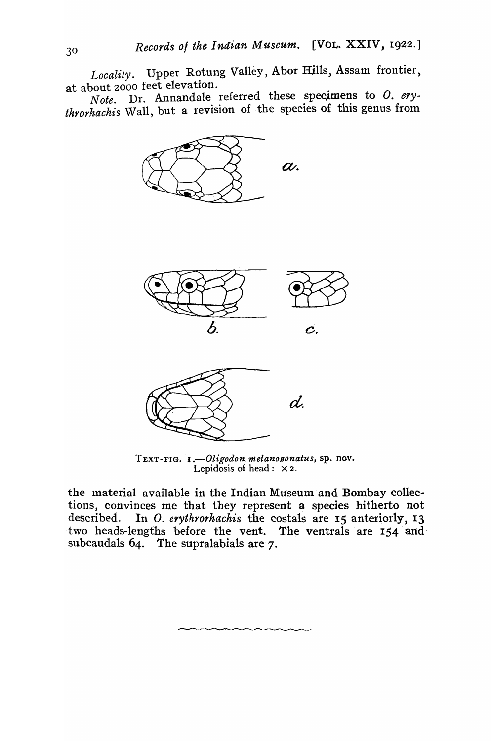*Locality*. Upper Rotung Valley, Abor Hills, Assam frontier, at about 2000 feet elevation.

*Note*. Dr. Annandale referred these specimens to *O. erythrorhachis* Wall, but a revision of the species of this genus from

a.

b.

c.

d.

TEXT-FIG. 1.—*Oligodon melanozonatus*, sp. nov. Lepidosis of head: $\times 2$.

the material available in the Indian Museum and Bombay collections, convinces me that they represent a species hitherto not described. In *O. erythrorhachis* the costals are 15 anteriorly, 13 two heads-lengths before the vent. The ventrals are 154 and subcaudals 64. The supralabials are 7.